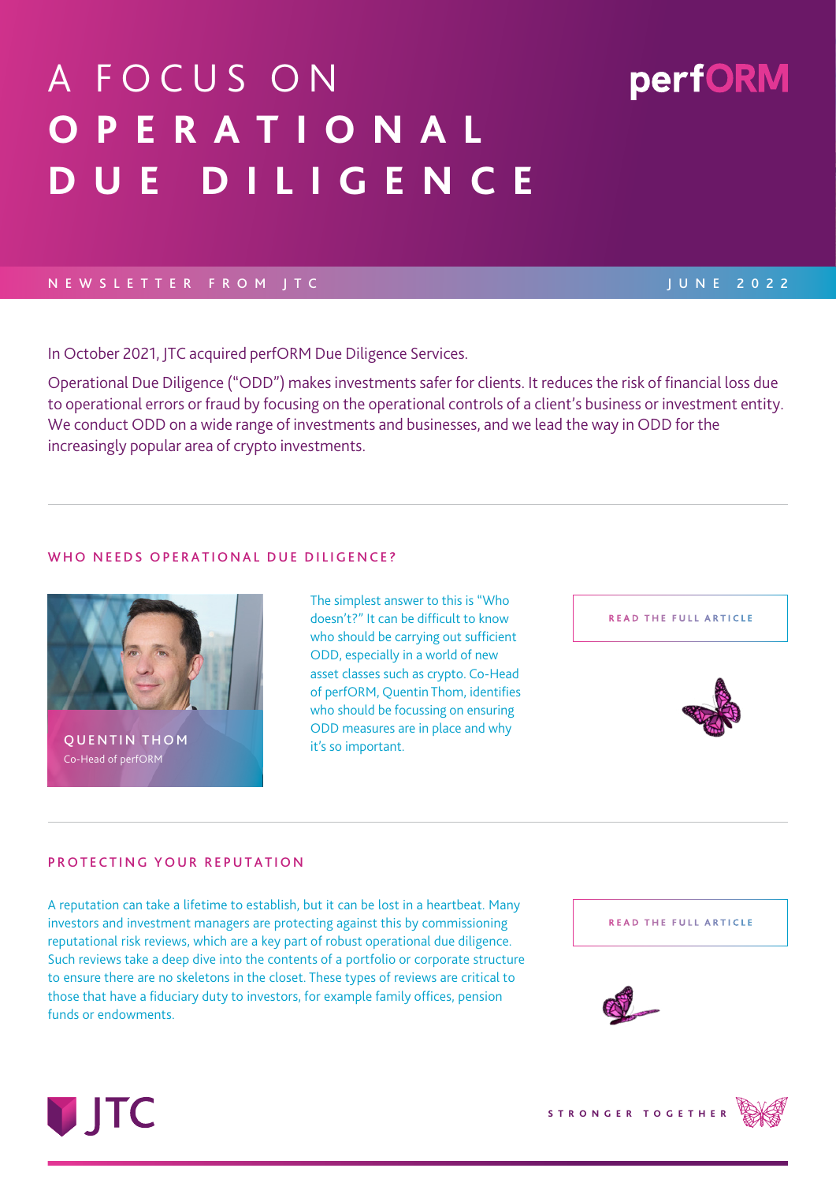# A FOCUS ON OPERATIONAL DUE DILIGENCE

perfORM

NEWSLETTER FROM JTC

JUNE 2022

In October 2021, JTC acquired perfORM Due Diligence Services.

Operational Due Diligence ("ODD") makes investments safer for clients. It reduces the risk of financial loss due to operational errors or fraud by focusing on the operational controls of a client's business or investment entity. We conduct ODD on a wide range of investments and businesses, and we lead the way in ODD for the increasingly popular area of crypto investments.

## WHO NEEDS OPERATIONAL DUE DILIGENCE?

**QUENTIN THOM**
Co-Head of perfORM

The simplest answer to this is "Who doesn't?" It can be difficult to know who should be carrying out sufficient ODD, especially in a world of new asset classes such as crypto. Co-Head of perfORM, Quentin Thom, identifies who should be focussing on ensuring ODD measures are in place and why it's so important.

READ THE FULL ARTICLE

## PROTECTING YOUR REPUTATION

A reputation can take a lifetime to establish, but it can be lost in a heartbeat. Many investors and investment managers are protecting against this by commissioning reputational risk reviews, which are a key part of robust operational due diligence. Such reviews take a deep dive into the contents of a portfolio or corporate structure to ensure there are no skeletons in the closet. These types of reviews are critical to those that have a fiduciary duty to investors, for example family offices, pension funds or endowments.

READ THE FULL ARTICLE

JTC

STRONGER TOGETHER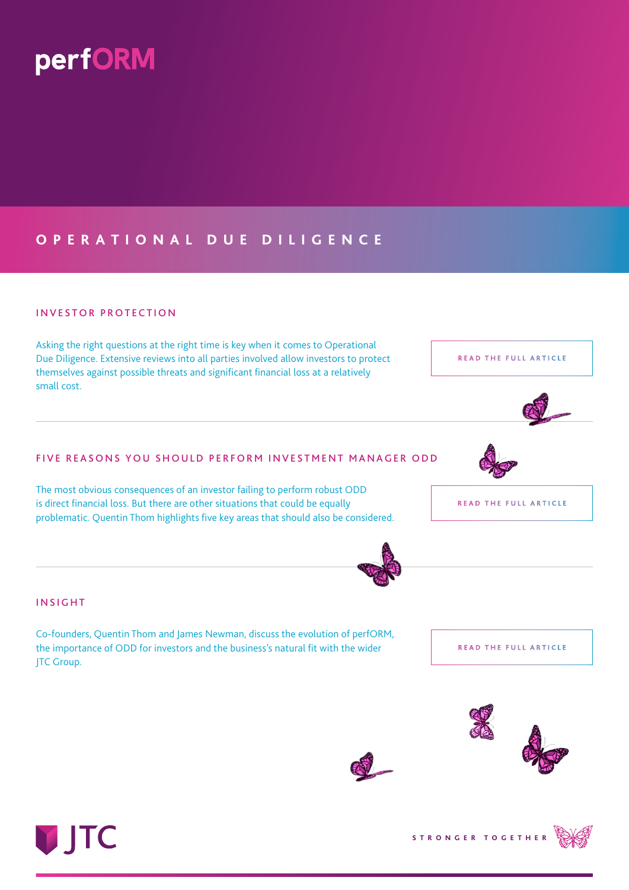# perfORM

## OPERATIONAL DUE DILIGENCE

### INVESTOR PROTECTION

Asking the right questions at the right time is key when it comes to Operational Due Diligence. Extensive reviews into all parties involved allow investors to protect themselves against possible threats and significant financial loss at a relatively small cost.

READ THE FULL ARTICLE

### FIVE REASONS YOU SHOULD PERFORM INVESTMENT MANAGER ODD

The most obvious consequences of an investor failing to perform robust ODD is direct financial loss. But there are other situations that could be equally problematic. Quentin Thom highlights five key areas that should also be considered.

READ THE FULL ARTICLE

### INSIGHT

Co-founders, Quentin Thom and James Newman, discuss the evolution of perfORM, the importance of ODD for investors and the business's natural fit with the wider JTC Group.

READ THE FULL ARTICLE

JTC

STRONGER TOGETHER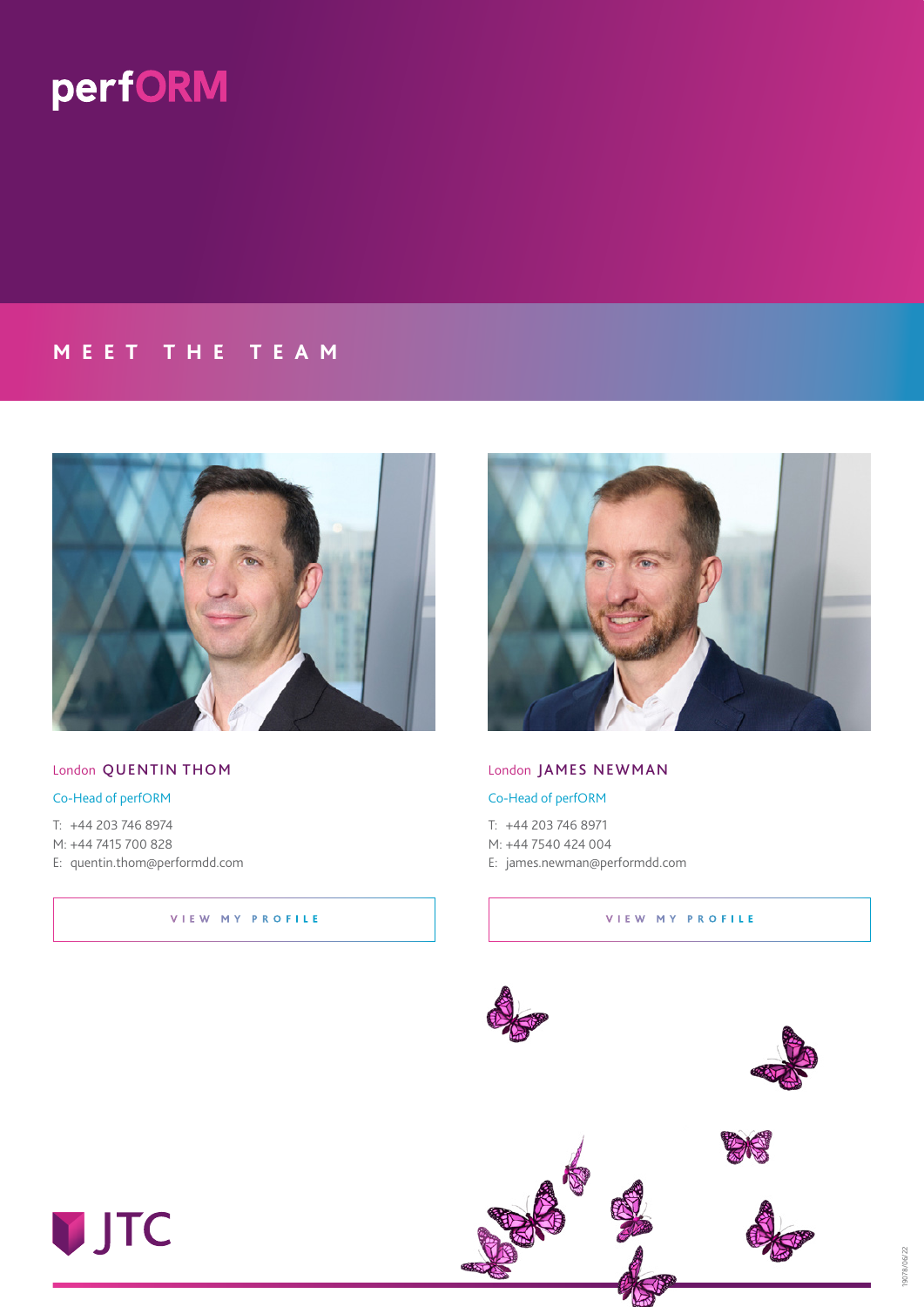# perfORM

## MEET THE TEAM

London **QUENTIN THOM**

Co-Head of perfORM

T: +44 203 746 8974
M: +44 7415 700 828
E: quentin.thom@performdd.com

VIEW MY PROFILE

London **JAMES NEWMAN**

Co-Head of perfORM

T: +44 203 746 8971
M: +44 7540 424 004
E: james.newman@performdd.com

VIEW MY PROFILE

JTC

19078/06/22